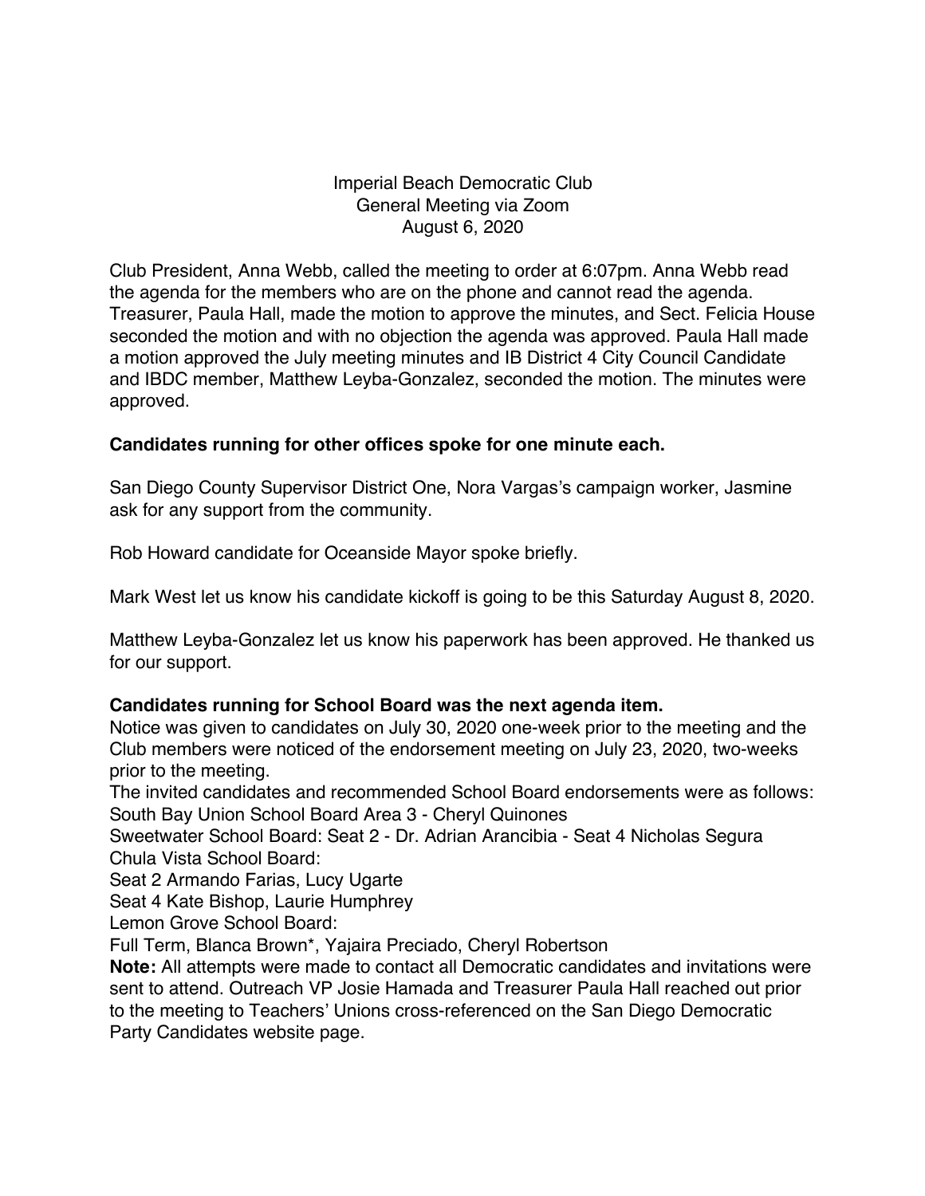Imperial Beach Democratic Club
General Meeting via Zoom
August 6, 2020

Club President, Anna Webb, called the meeting to order at 6:07pm. Anna Webb read the agenda for the members who are on the phone and cannot read the agenda. Treasurer, Paula Hall, made the motion to approve the minutes, and Sect. Felicia House seconded the motion and with no objection the agenda was approved. Paula Hall made a motion approved the July meeting minutes and IB District 4 City Council Candidate and IBDC member, Matthew Leyba-Gonzalez, seconded the motion. The minutes were approved.

**Candidates running for other offices spoke for one minute each.**

San Diego County Supervisor District One, Nora Vargas's campaign worker, Jasmine ask for any support from the community.

Rob Howard candidate for Oceanside Mayor spoke briefly.

Mark West let us know his candidate kickoff is going to be this Saturday August 8, 2020.

Matthew Leyba-Gonzalez let us know his paperwork has been approved. He thanked us for our support.

**Candidates running for School Board was the next agenda item.**
Notice was given to candidates on July 30, 2020 one-week prior to the meeting and the Club members were noticed of the endorsement meeting on July 23, 2020, two-weeks prior to the meeting.
The invited candidates and recommended School Board endorsements were as follows:
South Bay Union School Board Area 3 - Cheryl Quinones
Sweetwater School Board: Seat 2 - Dr. Adrian Arancibia - Seat 4 Nicholas Segura
Chula Vista School Board:
Seat 2 Armando Farias, Lucy Ugarte
Seat 4 Kate Bishop, Laurie Humphrey
Lemon Grove School Board:
Full Term, Blanca Brown*, Yajaira Preciado, Cheryl Robertson
**Note:** All attempts were made to contact all Democratic candidates and invitations were sent to attend. Outreach VP Josie Hamada and Treasurer Paula Hall reached out prior to the meeting to Teachers' Unions cross-referenced on the San Diego Democratic Party Candidates website page.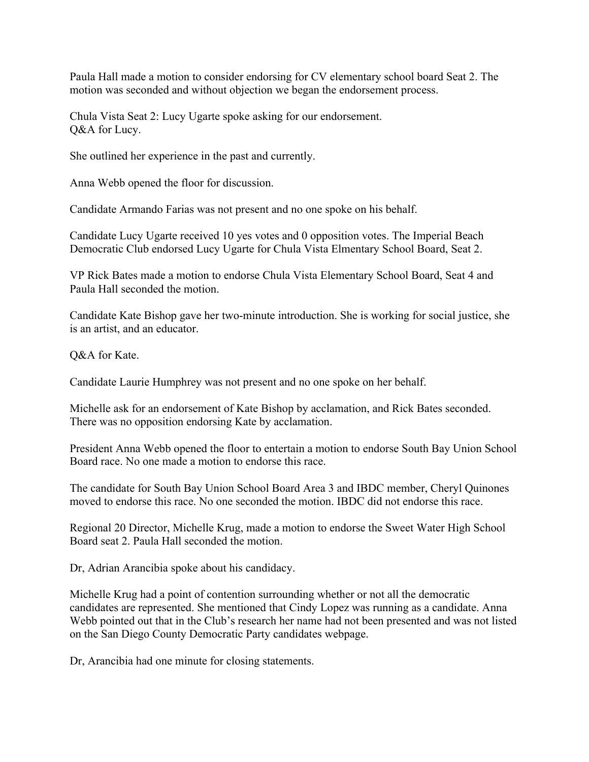Paula Hall made a motion to consider endorsing for CV elementary school board Seat 2. The motion was seconded and without objection we began the endorsement process.

Chula Vista Seat 2: Lucy Ugarte spoke asking for our endorsement.
Q&A for Lucy.

She outlined her experience in the past and currently.

Anna Webb opened the floor for discussion.

Candidate Armando Farias was not present and no one spoke on his behalf.

Candidate Lucy Ugarte received 10 yes votes and 0 opposition votes. The Imperial Beach Democratic Club endorsed Lucy Ugarte for Chula Vista Elmentary School Board, Seat 2.

VP Rick Bates made a motion to endorse Chula Vista Elementary School Board, Seat 4 and Paula Hall seconded the motion.

Candidate Kate Bishop gave her two-minute introduction. She is working for social justice, she is an artist, and an educator.

Q&A for Kate.

Candidate Laurie Humphrey was not present and no one spoke on her behalf.

Michelle ask for an endorsement of Kate Bishop by acclamation, and Rick Bates seconded. There was no opposition endorsing Kate by acclamation.

President Anna Webb opened the floor to entertain a motion to endorse South Bay Union School Board race. No one made a motion to endorse this race.

The candidate for South Bay Union School Board Area 3 and IBDC member, Cheryl Quinones moved to endorse this race. No one seconded the motion. IBDC did not endorse this race.

Regional 20 Director, Michelle Krug, made a motion to endorse the Sweet Water High School Board seat 2. Paula Hall seconded the motion.

Dr, Adrian Arancibia spoke about his candidacy.

Michelle Krug had a point of contention surrounding whether or not all the democratic candidates are represented. She mentioned that Cindy Lopez was running as a candidate. Anna Webb pointed out that in the Club's research her name had not been presented and was not listed on the San Diego County Democratic Party candidates webpage.

Dr, Arancibia had one minute for closing statements.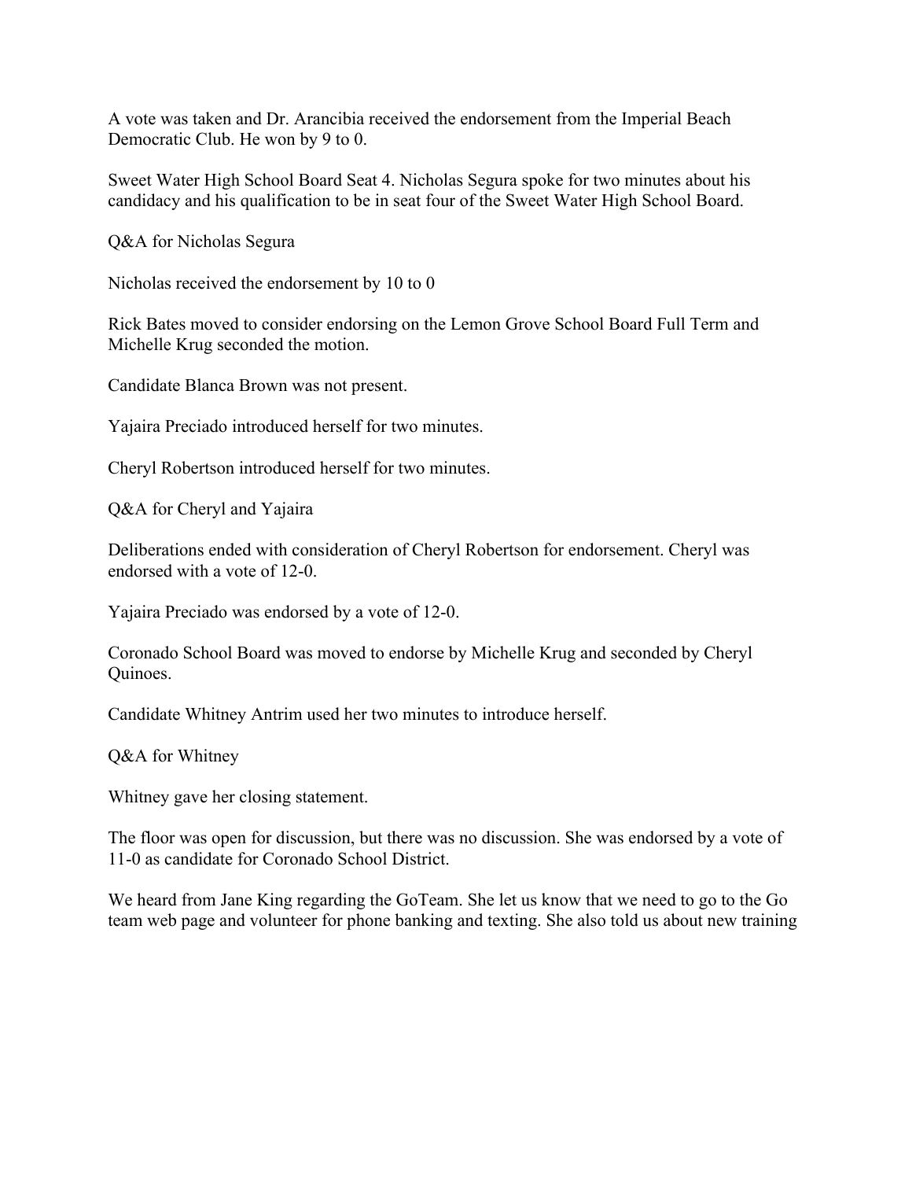A vote was taken and Dr. Arancibia received the endorsement from the Imperial Beach Democratic Club. He won by 9 to 0.

Sweet Water High School Board Seat 4. Nicholas Segura spoke for two minutes about his candidacy and his qualification to be in seat four of the Sweet Water High School Board.

Q&A for Nicholas Segura

Nicholas received the endorsement by 10 to 0

Rick Bates moved to consider endorsing on the Lemon Grove School Board Full Term and Michelle Krug seconded the motion.

Candidate Blanca Brown was not present.

Yajaira Preciado introduced herself for two minutes.

Cheryl Robertson introduced herself for two minutes.

Q&A for Cheryl and Yajaira

Deliberations ended with consideration of Cheryl Robertson for endorsement. Cheryl was endorsed with a vote of 12-0.

Yajaira Preciado was endorsed by a vote of 12-0.

Coronado School Board was moved to endorse by Michelle Krug and seconded by Cheryl Quinoes.

Candidate Whitney Antrim used her two minutes to introduce herself.

Q&A for Whitney

Whitney gave her closing statement.

The floor was open for discussion, but there was no discussion. She was endorsed by a vote of 11-0 as candidate for Coronado School District.

We heard from Jane King regarding the GoTeam. She let us know that we need to go to the Go team web page and volunteer for phone banking and texting. She also told us about new training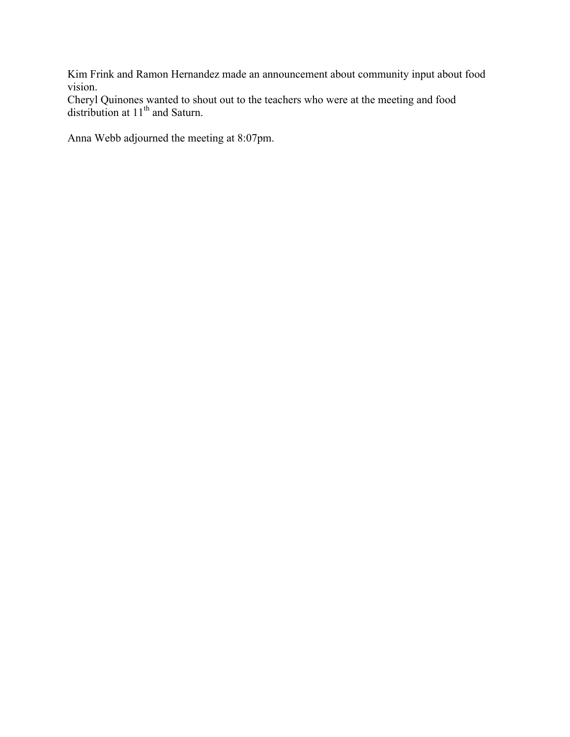Kim Frink and Ramon Hernandez made an announcement about community input about food vision.
Cheryl Quinones wanted to shout out to the teachers who were at the meeting and food distribution at 11th and Saturn.

Anna Webb adjourned the meeting at 8:07pm.